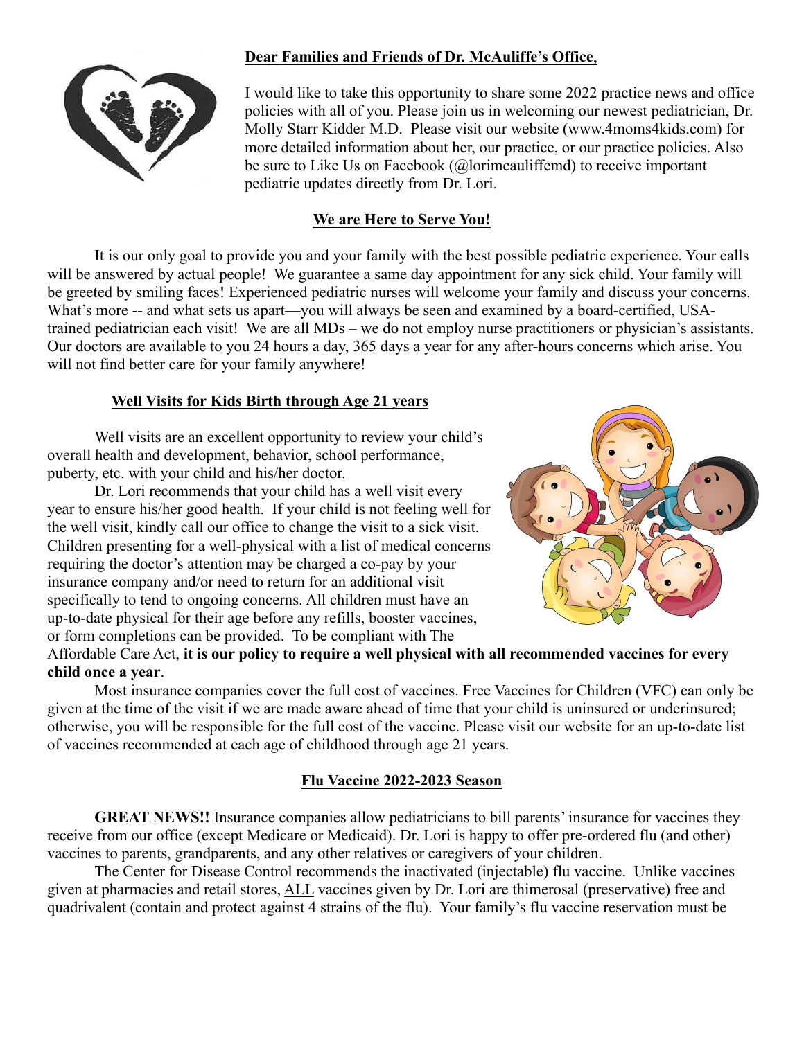**Dear Families and Friends of Dr. McAuliffe's Office**,

I would like to take this opportunity to share some 2022 practice news and office policies with all of you. Please join us in welcoming our newest pediatrician, Dr. Molly Starr Kidder M.D. Please visit our website (www.4moms4kids.com) for more detailed information about her, our practice, or our practice policies. Also be sure to Like Us on Facebook (@lorimcauliffemd) to receive important pediatric updates directly from Dr. Lori.

## We are Here to Serve You!

It is our only goal to provide you and your family with the best possible pediatric experience. Your calls will be answered by actual people! We guarantee a same day appointment for any sick child. Your family will be greeted by smiling faces! Experienced pediatric nurses will welcome your family and discuss your concerns. What's more -- and what sets us apart—you will always be seen and examined by a board-certified, USA-trained pediatrician each visit! We are all MDs – we do not employ nurse practitioners or physician's assistants. Our doctors are available to you 24 hours a day, 365 days a year for any after-hours concerns which arise. You will not find better care for your family anywhere!

## Well Visits for Kids Birth through Age 21 years

Well visits are an excellent opportunity to review your child's overall health and development, behavior, school performance, puberty, etc. with your child and his/her doctor.

Dr. Lori recommends that your child has a well visit every year to ensure his/her good health. If your child is not feeling well for the well visit, kindly call our office to change the visit to a sick visit. Children presenting for a well-physical with a list of medical concerns requiring the doctor's attention may be charged a co-pay by your insurance company and/or need to return for an additional visit specifically to tend to ongoing concerns. All children must have an up-to-date physical for their age before any refills, booster vaccines, or form completions can be provided. To be compliant with The Affordable Care Act, **it is our policy to require a well physical with all recommended vaccines for every child once a year**.

Most insurance companies cover the full cost of vaccines. Free Vaccines for Children (VFC) can only be given at the time of the visit if we are made aware ahead of time that your child is uninsured or underinsured; otherwise, you will be responsible for the full cost of the vaccine. Please visit our website for an up-to-date list of vaccines recommended at each age of childhood through age 21 years.

## Flu Vaccine 2022-2023 Season

**GREAT NEWS!!** Insurance companies allow pediatricians to bill parents' insurance for vaccines they receive from our office (except Medicare or Medicaid). Dr. Lori is happy to offer pre-ordered flu (and other) vaccines to parents, grandparents, and any other relatives or caregivers of your children.

The Center for Disease Control recommends the inactivated (injectable) flu vaccine. Unlike vaccines given at pharmacies and retail stores, ALL vaccines given by Dr. Lori are thimerosal (preservative) free and quadrivalent (contain and protect against 4 strains of the flu). Your family's flu vaccine reservation must be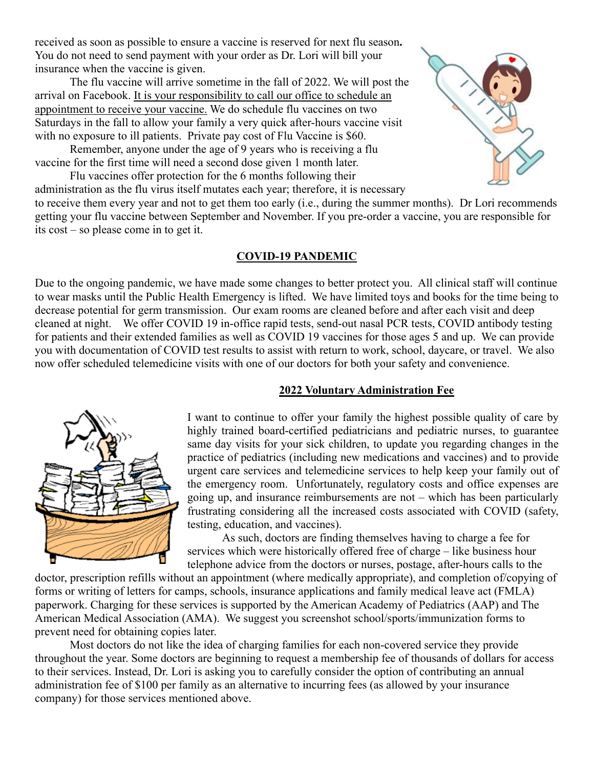received as soon as possible to ensure a vaccine is reserved for next flu season**.** You do not need to send payment with your order as Dr. Lori will bill your insurance when the vaccine is given.

The flu vaccine will arrive sometime in the fall of 2022. We will post the arrival on Facebook. <u>It is your responsibility to call our office to schedule an appointment to receive your vaccine.</u> We do schedule flu vaccines on two Saturdays in the fall to allow your family a very quick after-hours vaccine visit with no exposure to ill patients. Private pay cost of Flu Vaccine is $60.

Remember, anyone under the age of 9 years who is receiving a flu vaccine for the first time will need a second dose given 1 month later.

Flu vaccines offer protection for the 6 months following their administration as the flu virus itself mutates each year; therefore, it is necessary to receive them every year and not to get them too early (i.e., during the summer months). Dr Lori recommends getting your flu vaccine between September and November. If you pre-order a vaccine, you are responsible for its cost – so please come in to get it.

## COVID-19 PANDEMIC

Due to the ongoing pandemic, we have made some changes to better protect you. All clinical staff will continue to wear masks until the Public Health Emergency is lifted. We have limited toys and books for the time being to decrease potential for germ transmission. Our exam rooms are cleaned before and after each visit and deep cleaned at night. We offer COVID 19 in-office rapid tests, send-out nasal PCR tests, COVID antibody testing for patients and their extended families as well as COVID 19 vaccines for those ages 5 and up. We can provide you with documentation of COVID test results to assist with return to work, school, daycare, or travel. We also now offer scheduled telemedicine visits with one of our doctors for both your safety and convenience.

## 2022 Voluntary Administration Fee

I want to continue to offer your family the highest possible quality of care by highly trained board-certified pediatricians and pediatric nurses, to guarantee same day visits for your sick children, to update you regarding changes in the practice of pediatrics (including new medications and vaccines) and to provide urgent care services and telemedicine services to help keep your family out of the emergency room. Unfortunately, regulatory costs and office expenses are going up, and insurance reimbursements are not – which has been particularly frustrating considering all the increased costs associated with COVID (safety, testing, education, and vaccines).

As such, doctors are finding themselves having to charge a fee for services which were historically offered free of charge – like business hour telephone advice from the doctors or nurses, postage, after-hours calls to the doctor, prescription refills without an appointment (where medically appropriate), and completion of/copying of forms or writing of letters for camps, schools, insurance applications and family medical leave act (FMLA) paperwork. Charging for these services is supported by the American Academy of Pediatrics (AAP) and The American Medical Association (AMA). We suggest you screenshot school/sports/immunization forms to prevent need for obtaining copies later.

Most doctors do not like the idea of charging families for each non-covered service they provide throughout the year. Some doctors are beginning to request a membership fee of thousands of dollars for access to their services. Instead, Dr. Lori is asking you to carefully consider the option of contributing an annual administration fee of $100 per family as an alternative to incurring fees (as allowed by your insurance company) for those services mentioned above.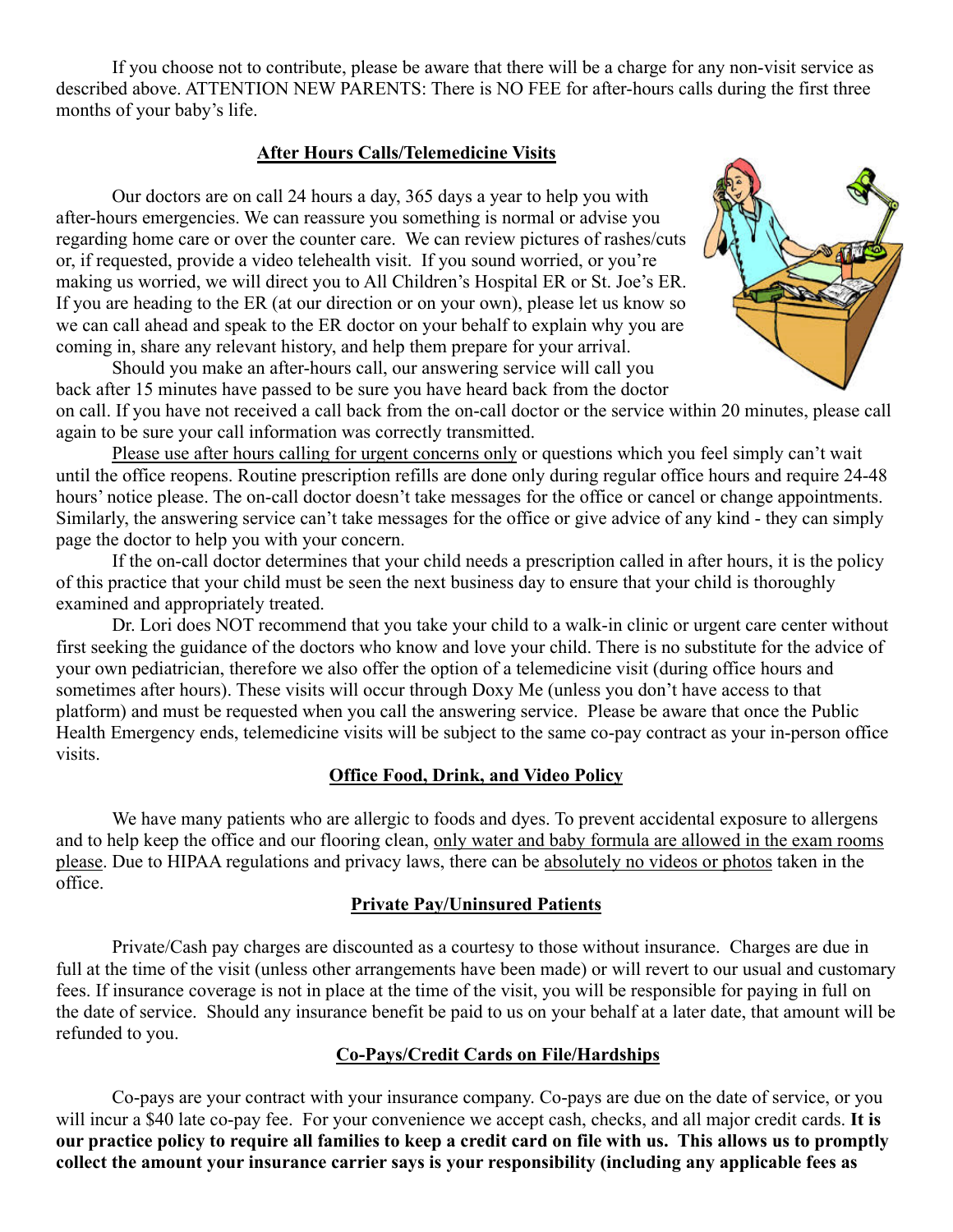If you choose not to contribute, please be aware that there will be a charge for any non-visit service as described above. ATTENTION NEW PARENTS: There is NO FEE for after-hours calls during the first three months of your baby's life.

## After Hours Calls/Telemedicine Visits

Our doctors are on call 24 hours a day, 365 days a year to help you with after-hours emergencies. We can reassure you something is normal or advise you regarding home care or over the counter care. We can review pictures of rashes/cuts or, if requested, provide a video telehealth visit. If you sound worried, or you're making us worried, we will direct you to All Children's Hospital ER or St. Joe's ER. If you are heading to the ER (at our direction or on your own), please let us know so we can call ahead and speak to the ER doctor on your behalf to explain why you are coming in, share any relevant history, and help them prepare for your arrival.

Should you make an after-hours call, our answering service will call you back after 15 minutes have passed to be sure you have heard back from the doctor on call. If you have not received a call back from the on-call doctor or the service within 20 minutes, please call again to be sure your call information was correctly transmitted.

Please use after hours calling for urgent concerns only or questions which you feel simply can't wait until the office reopens. Routine prescription refills are done only during regular office hours and require 24-48 hours' notice please. The on-call doctor doesn't take messages for the office or cancel or change appointments. Similarly, the answering service can't take messages for the office or give advice of any kind - they can simply page the doctor to help you with your concern.

If the on-call doctor determines that your child needs a prescription called in after hours, it is the policy of this practice that your child must be seen the next business day to ensure that your child is thoroughly examined and appropriately treated.

Dr. Lori does NOT recommend that you take your child to a walk-in clinic or urgent care center without first seeking the guidance of the doctors who know and love your child. There is no substitute for the advice of your own pediatrician, therefore we also offer the option of a telemedicine visit (during office hours and sometimes after hours). These visits will occur through Doxy Me (unless you don't have access to that platform) and must be requested when you call the answering service. Please be aware that once the Public Health Emergency ends, telemedicine visits will be subject to the same co-pay contract as your in-person office visits.

## Office Food, Drink, and Video Policy

We have many patients who are allergic to foods and dyes. To prevent accidental exposure to allergens and to help keep the office and our flooring clean, only water and baby formula are allowed in the exam rooms please. Due to HIPAA regulations and privacy laws, there can be absolutely no videos or photos taken in the office.

## Private Pay/Uninsured Patients

Private/Cash pay charges are discounted as a courtesy to those without insurance. Charges are due in full at the time of the visit (unless other arrangements have been made) or will revert to our usual and customary fees. If insurance coverage is not in place at the time of the visit, you will be responsible for paying in full on the date of service. Should any insurance benefit be paid to us on your behalf at a later date, that amount will be refunded to you.

## Co-Pays/Credit Cards on File/Hardships

Co-pays are your contract with your insurance company. Co-pays are due on the date of service, or you will incur a $40 late co-pay fee. For your convenience we accept cash, checks, and all major credit cards. **It is our practice policy to require all families to keep a credit card on file with us. This allows us to promptly collect the amount your insurance carrier says is your responsibility (including any applicable fees as**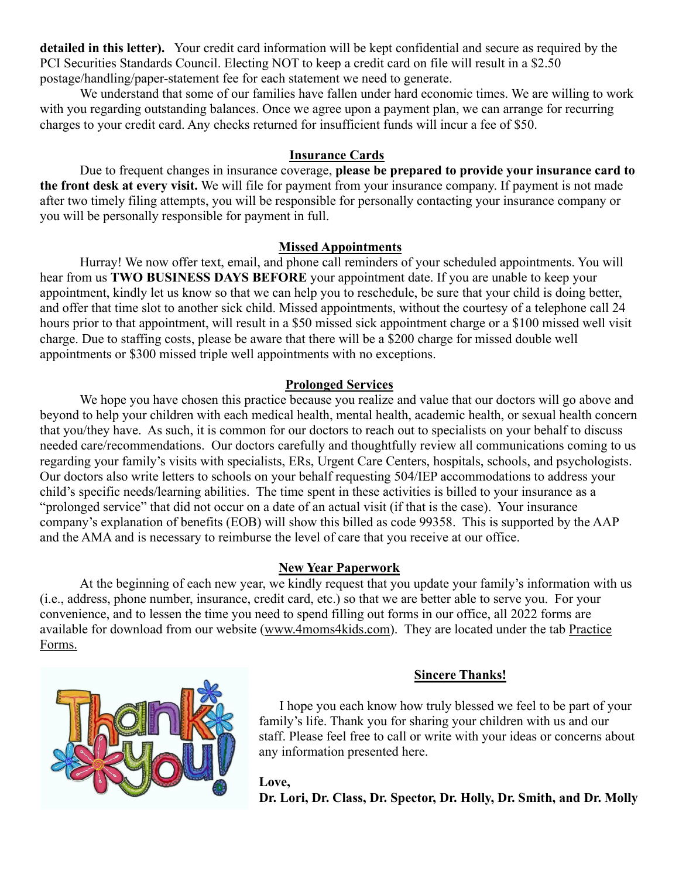**detailed in this letter).** Your credit card information will be kept confidential and secure as required by the PCI Securities Standards Council. Electing NOT to keep a credit card on file will result in a $2.50 postage/handling/paper-statement fee for each statement we need to generate.

We understand that some of our families have fallen under hard economic times. We are willing to work with you regarding outstanding balances. Once we agree upon a payment plan, we can arrange for recurring charges to your credit card. Any checks returned for insufficient funds will incur a fee of $50.

## Insurance Cards

Due to frequent changes in insurance coverage, **please be prepared to provide your insurance card to the front desk at every visit.** We will file for payment from your insurance company. If payment is not made after two timely filing attempts, you will be responsible for personally contacting your insurance company or you will be personally responsible for payment in full.

## Missed Appointments

Hurray! We now offer text, email, and phone call reminders of your scheduled appointments. You will hear from us **TWO BUSINESS DAYS BEFORE** your appointment date. If you are unable to keep your appointment, kindly let us know so that we can help you to reschedule, be sure that your child is doing better, and offer that time slot to another sick child. Missed appointments, without the courtesy of a telephone call 24 hours prior to that appointment, will result in a $50 missed sick appointment charge or a $100 missed well visit charge. Due to staffing costs, please be aware that there will be a $200 charge for missed double well appointments or $300 missed triple well appointments with no exceptions.

## Prolonged Services

We hope you have chosen this practice because you realize and value that our doctors will go above and beyond to help your children with each medical health, mental health, academic health, or sexual health concern that you/they have. As such, it is common for our doctors to reach out to specialists on your behalf to discuss needed care/recommendations. Our doctors carefully and thoughtfully review all communications coming to us regarding your family's visits with specialists, ERs, Urgent Care Centers, hospitals, schools, and psychologists. Our doctors also write letters to schools on your behalf requesting 504/IEP accommodations to address your child's specific needs/learning abilities. The time spent in these activities is billed to your insurance as a "prolonged service" that did not occur on a date of an actual visit (if that is the case). Your insurance company's explanation of benefits (EOB) will show this billed as code 99358. This is supported by the AAP and the AMA and is necessary to reimburse the level of care that you receive at our office.

## New Year Paperwork

At the beginning of each new year, we kindly request that you update your family's information with us (i.e., address, phone number, insurance, credit card, etc.) so that we are better able to serve you. For your convenience, and to lessen the time you need to spend filling out forms in our office, all 2022 forms are available for download from our website (www.4moms4kids.com). They are located under the tab Practice Forms.

## Sincere Thanks!

I hope you each know how truly blessed we feel to be part of your family's life. Thank you for sharing your children with us and our staff. Please feel free to call or write with your ideas or concerns about any information presented here.

**Love,**
**Dr. Lori, Dr. Class, Dr. Spector, Dr. Holly, Dr. Smith, and Dr. Molly**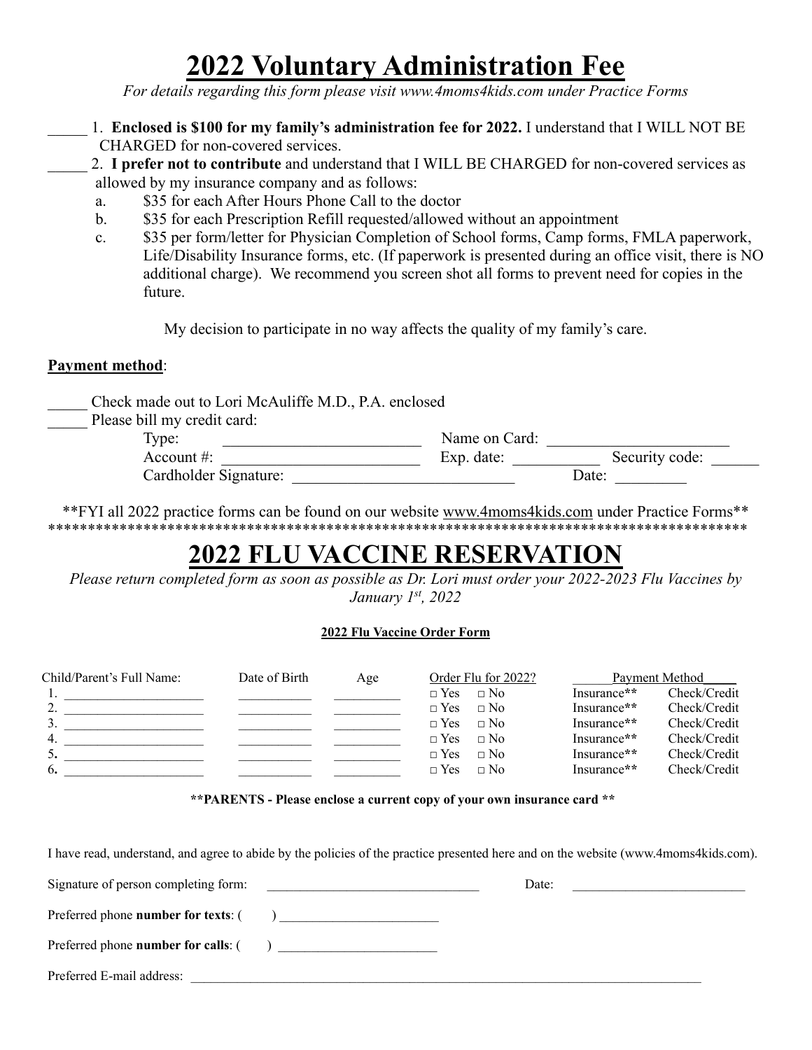# 2022 Voluntary Administration Fee

*For details regarding this form please visit www.4moms4kids.com under Practice Forms*

_____ 1. **Enclosed is $100 for my family's administration fee for 2022.** I understand that I WILL NOT BE CHARGED for non-covered services.

_____ 2. **I prefer not to contribute** and understand that I WILL BE CHARGED for non-covered services as allowed by my insurance company and as follows:

a. $35 for each After Hours Phone Call to the doctor

b. $35 for each Prescription Refill requested/allowed without an appointment

c. $35 per form/letter for Physician Completion of School forms, Camp forms, FMLA paperwork, Life/Disability Insurance forms, etc. (If paperwork is presented during an office visit, there is NO additional charge). We recommend you screen shot all forms to prevent need for copies in the future.

My decision to participate in no way affects the quality of my family's care.

**Payment method**:

_____ Check made out to Lori McAuliffe M.D., P.A. enclosed

_____ Please bill my credit card:

Type: _________________________ Name on Card: _______________________

Account #: _________________________ Exp. date: ___________ Security code: ______

Cardholder Signature: ___________________________ Date: _________

**FYI all 2022 practice forms can be found on our website www.4moms4kids.com under Practice Forms**

*****************************************************************************************

# 2022 FLU VACCINE RESERVATION

*Please return completed form as soon as possible as Dr. Lori must order your 2022-2023 Flu Vaccines by January 1st, 2022*

**2022 Flu Vaccine Order Form**

| Child/Parent's Full Name: | Date of Birth | Age | Order Flu for 2022? | Payment Method | |
|---|---|---|---|---|---|
| 1. ____________________ | ___________ | __________ | □ Yes □ No | Insurance** | Check/Credit |
| 2. ____________________ | ___________ | __________ | □ Yes □ No | Insurance** | Check/Credit |
| 3. ____________________ | ___________ | __________ | □ Yes □ No | Insurance** | Check/Credit |
| 4. ____________________ | ___________ | __________ | □ Yes □ No | Insurance** | Check/Credit |
| 5. ____________________ | ___________ | __________ | □ Yes □ No | Insurance** | Check/Credit |
| 6. ____________________ | ___________ | __________ | □ Yes □ No | Insurance** | Check/Credit |

****PARENTS - Please enclose a current copy of your own insurance card****

I have read, understand, and agree to abide by the policies of the practice presented here and on the website (www.4moms4kids.com).

Signature of person completing form: ________________________________ Date: __________________________

Preferred phone **number for texts**: (     ) ________________________

Preferred phone **number for calls**: (     ) ________________________

Preferred E-mail address: ________________________________________________________________________________